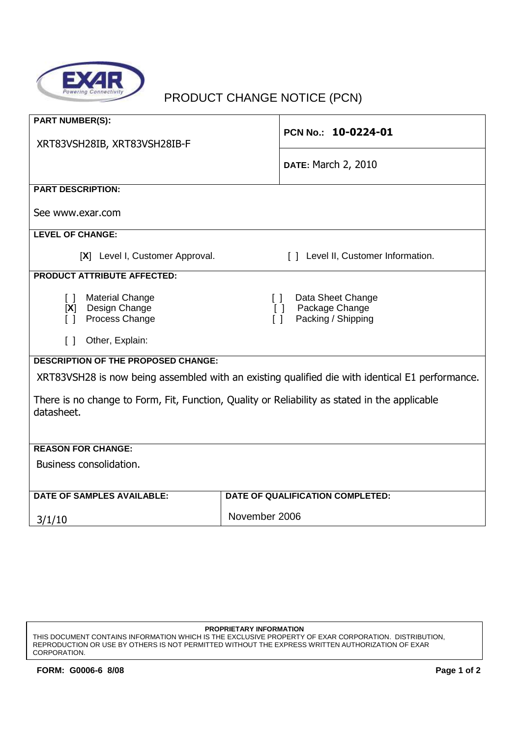# PRODUCT CHANGE NOTICE (PCN)

| **PART NUMBER(S):** XRT83VSH28IB, XRT83VSH28IB-F | **PCN No.: 10-0224-01** |
|---|---|
| | **DATE:** March 2, 2010 |

**PART DESCRIPTION:**

See www.exar.com

**LEVEL OF CHANGE:**

[X] Level I, Customer Approval.     [ ] Level II, Customer Information.

**PRODUCT ATTRIBUTE AFFECTED:**

[ ] Material Change     [ ] Data Sheet Change
[X] Design Change     [ ] Package Change
[ ] Process Change     [ ] Packing / Shipping

[ ] Other, Explain:

**DESCRIPTION OF THE PROPOSED CHANGE:**

XRT83VSH28 is now being assembled with an existing qualified die with identical E1 performance.

There is no change to Form, Fit, Function, Quality or Reliability as stated in the applicable datasheet.

**REASON FOR CHANGE:**

Business consolidation.

| **DATE OF SAMPLES AVAILABLE:** | **DATE OF QUALIFICATION COMPLETED:** |
|---|---|
| 3/1/10 | November 2006 |

**PROPRIETARY INFORMATION**

THIS DOCUMENT CONTAINS INFORMATION WHICH IS THE EXCLUSIVE PROPERTY OF EXAR CORPORATION. DISTRIBUTION, REPRODUCTION OR USE BY OTHERS IS NOT PERMITTED WITHOUT THE EXPRESS WRITTEN AUTHORIZATION OF EXAR CORPORATION.

**FORM: G0006-6 8/08**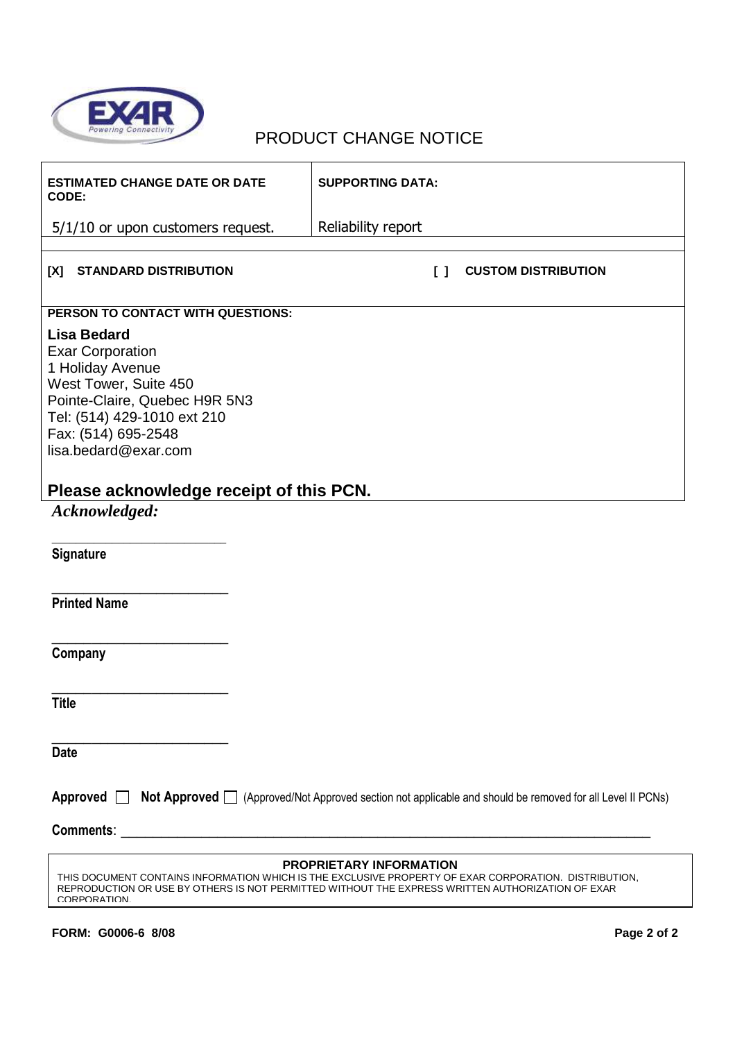# PRODUCT CHANGE NOTICE

| ESTIMATED CHANGE DATE OR DATE CODE: | SUPPORTING DATA: |
|---|---|
| 5/1/10 or upon customers request. | Reliability report |

**[X] STANDARD DISTRIBUTION** **[ ] CUSTOM DISTRIBUTION**

**PERSON TO CONTACT WITH QUESTIONS:**

**Lisa Bedard**
Exar Corporation
1 Holiday Avenue
West Tower, Suite 450
Pointe-Claire, Quebec H9R 5N3
Tel: (514) 429-1010 ext 210
Fax: (514) 695-2548
lisa.bedard@exar.com

## Please acknowledge receipt of this PCN.

***Acknowledged:***

___________________________
**Signature**

___________________________
**Printed Name**

___________________________
**Company**

___________________________
**Title**

___________________________
**Date**

**Approved** ☐ **Not Approved** ☐ (Approved/Not Approved section not applicable and should be removed for all Level II PCNs)

**Comments**: ____________________________________________________________________________

**PROPRIETARY INFORMATION**
THIS DOCUMENT CONTAINS INFORMATION WHICH IS THE EXCLUSIVE PROPERTY OF EXAR CORPORATION. DISTRIBUTION, REPRODUCTION OR USE BY OTHERS IS NOT PERMITTED WITHOUT THE EXPRESS WRITTEN AUTHORIZATION OF EXAR CORPORATION.

**FORM: G0006-6 8/08**